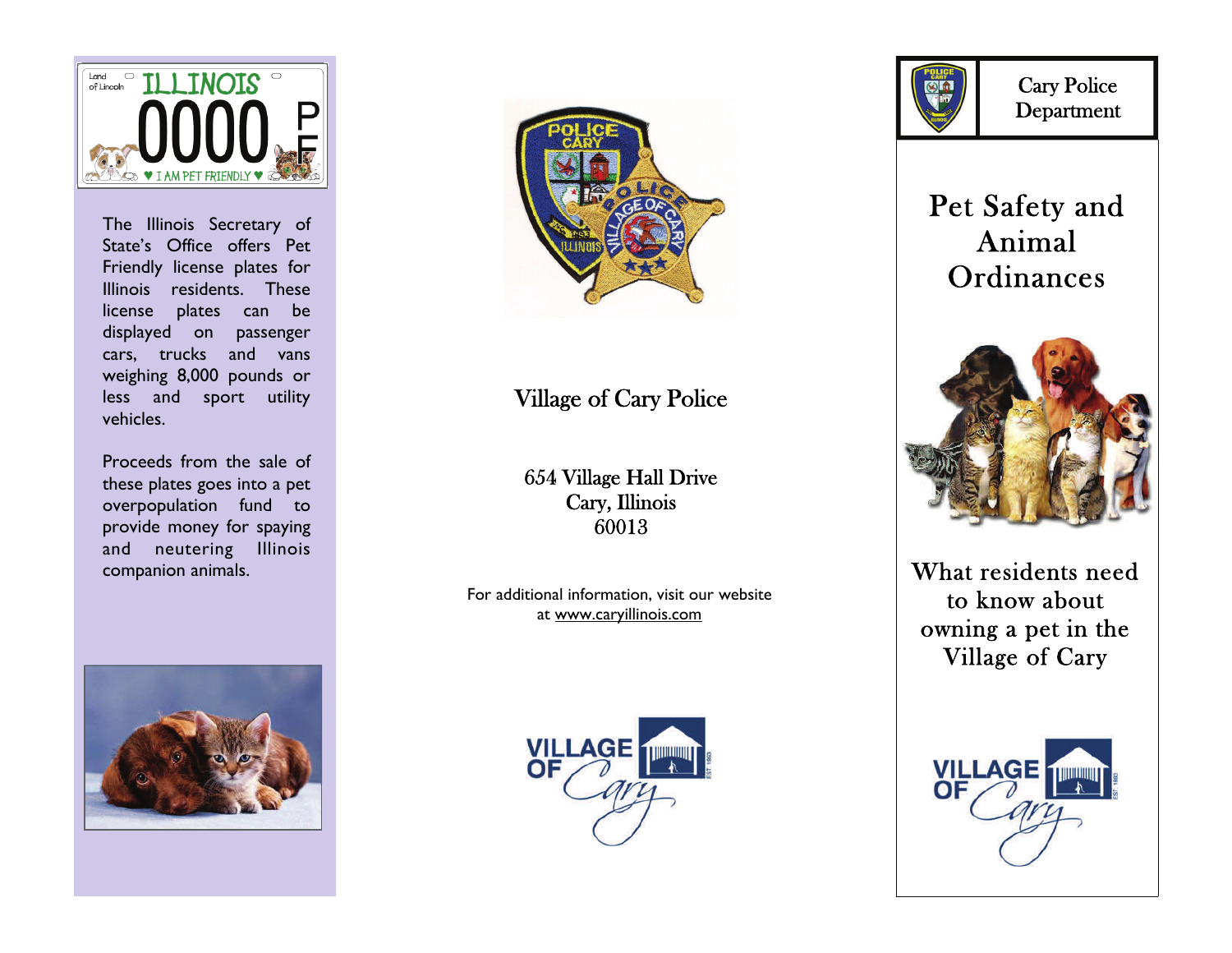The Illinois Secretary of State's Office offers Pet Friendly license plates for Illinois residents. These license plates can be displayed on passenger cars, trucks and vans weighing 8,000 pounds or less and sport utility vehicles.

Proceeds from the sale of these plates goes into a pet overpopulation fund to provide money for spaying and neutering Illinois companion animals.

## Village of Cary Police

654 Village Hall Drive
Cary, Illinois
60013

For additional information, visit our website at www.caryillinois.com

Cary Police Department

# Pet Safety and Animal Ordinances

What residents need to know about owning a pet in the Village of Cary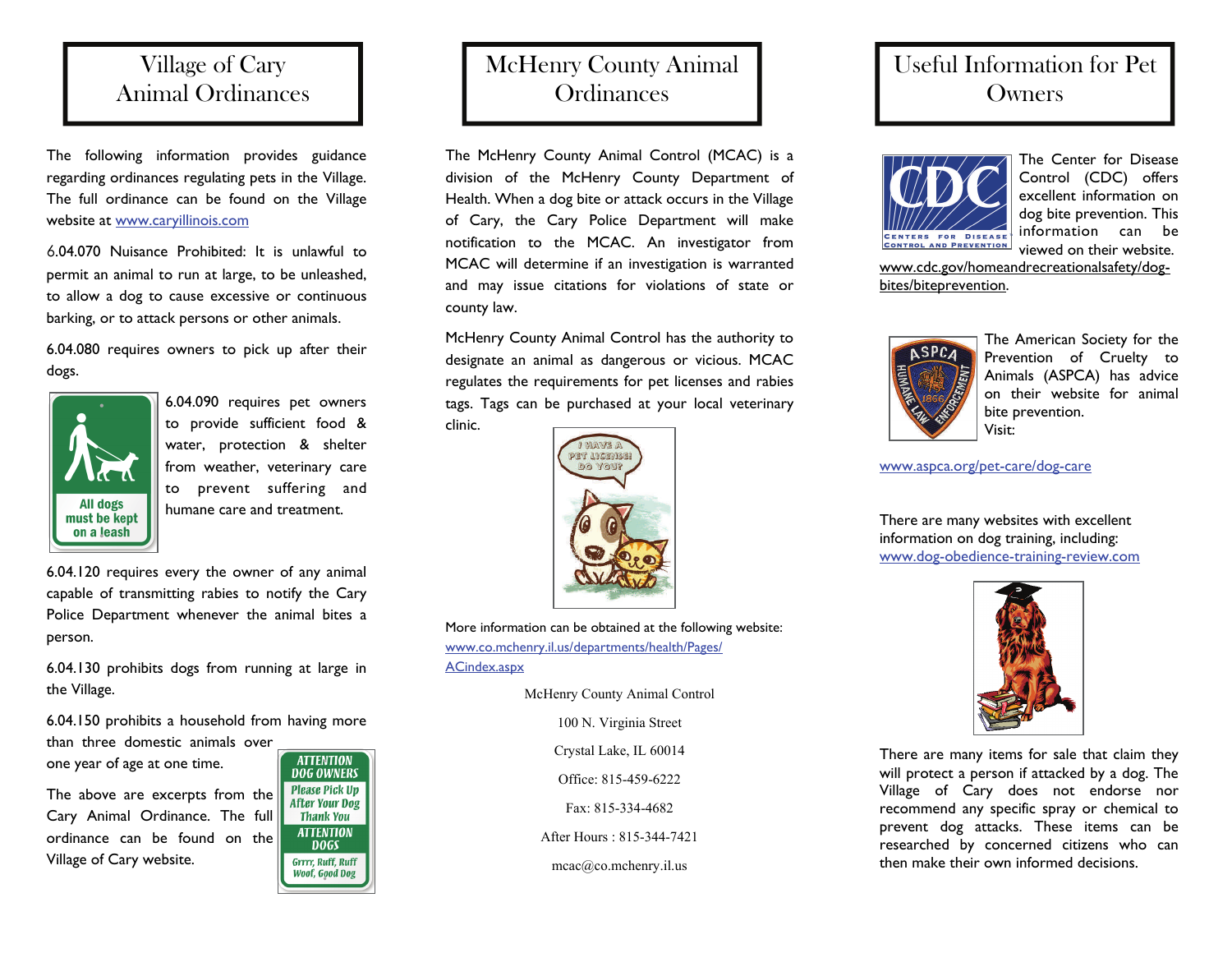# Village of Cary Animal Ordinances

The following information provides guidance regarding ordinances regulating pets in the Village. The full ordinance can be found on the Village website at www.caryillinois.com

6.04.070 Nuisance Prohibited: It is unlawful to permit an animal to run at large, to be unleashed, to allow a dog to cause excessive or continuous barking, or to attack persons or other animals.

6.04.080 requires owners to pick up after their dogs.

All dogs must be kept on a leash

6.04.090 requires pet owners to provide sufficient food & water, protection & shelter from weather, veterinary care to prevent suffering and humane care and treatment.

6.04.120 requires every the owner of any animal capable of transmitting rabies to notify the Cary Police Department whenever the animal bites a person.

6.04.130 prohibits dogs from running at large in the Village.

6.04.150 prohibits a household from having more than three domestic animals over one year of age at one time.

The above are excerpts from the Cary Animal Ordinance. The full ordinance can be found on the Village of Cary website.

ATTENTION DOG OWNERS
Please Pick Up After Your Dog
Thank You
ATTENTION DOGS
Grrrr, Ruff, Ruff
Woof, Good Dog

# McHenry County Animal Ordinances

The McHenry County Animal Control (MCAC) is a division of the McHenry County Department of Health. When a dog bite or attack occurs in the Village of Cary, the Cary Police Department will make notification to the MCAC. An investigator from MCAC will determine if an investigation is warranted and may issue citations for violations of state or county law.

McHenry County Animal Control has the authority to designate an animal as dangerous or vicious. MCAC regulates the requirements for pet licenses and rabies tags. Tags can be purchased at your local veterinary clinic.

I HAVE A PET LICENSE! DO YOU?

More information can be obtained at the following website: www.co.mchenry.il.us/departments/health/Pages/ACindex.aspx

McHenry County Animal Control

100 N. Virginia Street

Crystal Lake, IL 60014

Office: 815-459-6222

Fax: 815-334-4682

After Hours : 815-344-7421

mcac@co.mchenry.il.us

# Useful Information for Pet Owners

The Center for Disease Control (CDC) offers excellent information on dog bite prevention. This information can be viewed on their website. www.cdc.gov/homeandrecreationalsafety/dog-bites/biteprevention.

The American Society for the Prevention of Cruelty to Animals (ASPCA) has advice on their website for animal bite prevention. Visit:

www.aspca.org/pet-care/dog-care

There are many websites with excellent information on dog training, including: www.dog-obedience-training-review.com

There are many items for sale that claim they will protect a person if attacked by a dog. The Village of Cary does not endorse nor recommend any specific spray or chemical to prevent dog attacks. These items can be researched by concerned citizens who can then make their own informed decisions.